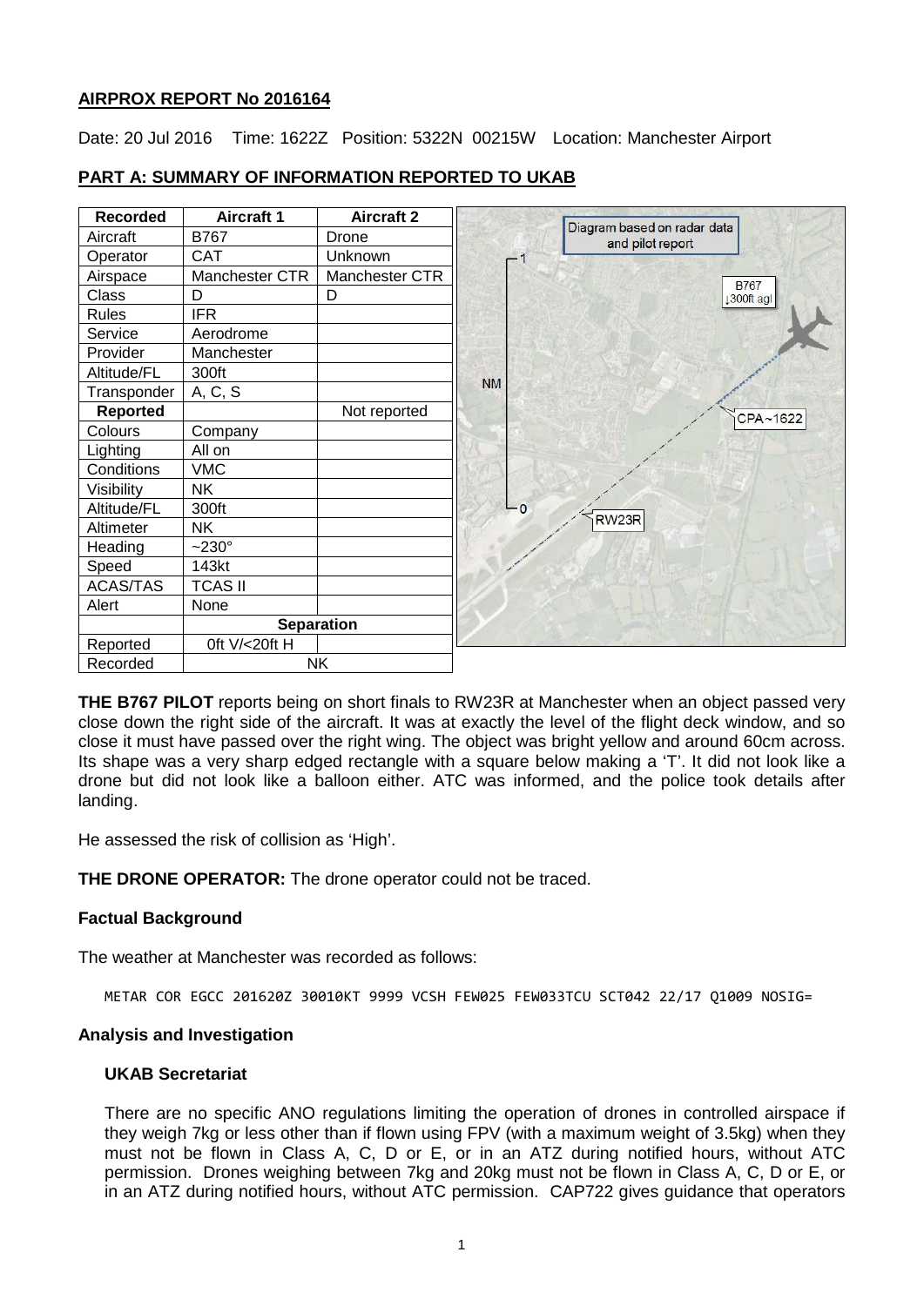## AIRPROX REPORT No 2016164

Date: 20 Jul 2016 Time: 1622Z Position: 5322N 00215W Location: Manchester Airport

### PART A: SUMMARY OF INFORMATION REPORTED TO UKAB

| Recorded | Aircraft 1 | Aircraft 2 |
|---|---|---|
| Aircraft | B767 | Drone |
| Operator | CAT | Unknown |
| Airspace | Manchester CTR | Manchester CTR |
| Class | D | D |
| Rules | IFR | |
| Service | Aerodrome | |
| Provider | Manchester | |
| Altitude/FL | 300ft | |
| Transponder | A, C, S | |
| **Reported** | | Not reported |
| Colours | Company | |
| Lighting | All on | |
| Conditions | VMC | |
| Visibility | NK | |
| Altitude/FL | 300ft | |
| Altimeter | NK | |
| Heading | ~230° | |
| Speed | 143kt | |
| ACAS/TAS | TCAS II | |
| Alert | None | |
| | **Separation** | |
| Reported | 0ft V/<20ft H | |
| Recorded | NK | |

Diagram based on radar data and pilot report

**THE B767 PILOT** reports being on short finals to RW23R at Manchester when an object passed very close down the right side of the aircraft. It was at exactly the level of the flight deck window, and so close it must have passed over the right wing. The object was bright yellow and around 60cm across. Its shape was a very sharp edged rectangle with a square below making a 'T'. It did not look like a drone but did not look like a balloon either. ATC was informed, and the police took details after landing.

He assessed the risk of collision as 'High'.

**THE DRONE OPERATOR:** The drone operator could not be traced.

### Factual Background

The weather at Manchester was recorded as follows:

```
METAR COR EGCC 201620Z 30010KT 9999 VCSH FEW025 FEW033TCU SCT042 22/17 Q1009 NOSIG=
```

### Analysis and Investigation

#### UKAB Secretariat

There are no specific ANO regulations limiting the operation of drones in controlled airspace if they weigh 7kg or less other than if flown using FPV (with a maximum weight of 3.5kg) when they must not be flown in Class A, C, D or E, or in an ATZ during notified hours, without ATC permission. Drones weighing between 7kg and 20kg must not be flown in Class A, C, D or E, or in an ATZ during notified hours, without ATC permission. CAP722 gives guidance that operators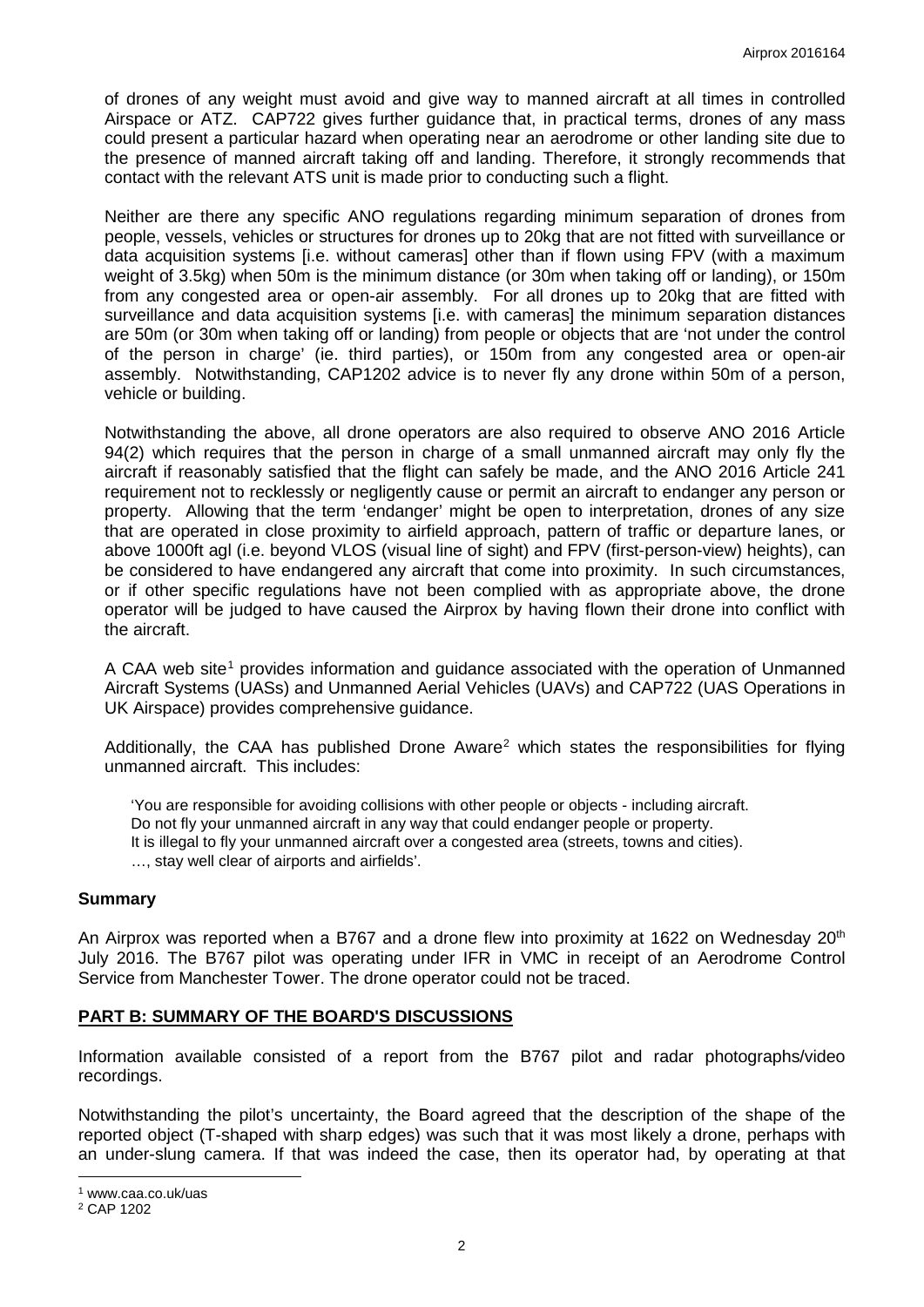of drones of any weight must avoid and give way to manned aircraft at all times in controlled Airspace or ATZ. CAP722 gives further guidance that, in practical terms, drones of any mass could present a particular hazard when operating near an aerodrome or other landing site due to the presence of manned aircraft taking off and landing. Therefore, it strongly recommends that contact with the relevant ATS unit is made prior to conducting such a flight.

Neither are there any specific ANO regulations regarding minimum separation of drones from people, vessels, vehicles or structures for drones up to 20kg that are not fitted with surveillance or data acquisition systems [i.e. without cameras] other than if flown using FPV (with a maximum weight of 3.5kg) when 50m is the minimum distance (or 30m when taking off or landing), or 150m from any congested area or open-air assembly. For all drones up to 20kg that are fitted with surveillance and data acquisition systems [i.e. with cameras] the minimum separation distances are 50m (or 30m when taking off or landing) from people or objects that are 'not under the control of the person in charge' (ie. third parties), or 150m from any congested area or open-air assembly. Notwithstanding, CAP1202 advice is to never fly any drone within 50m of a person, vehicle or building.

Notwithstanding the above, all drone operators are also required to observe ANO 2016 Article 94(2) which requires that the person in charge of a small unmanned aircraft may only fly the aircraft if reasonably satisfied that the flight can safely be made, and the ANO 2016 Article 241 requirement not to recklessly or negligently cause or permit an aircraft to endanger any person or property. Allowing that the term 'endanger' might be open to interpretation, drones of any size that are operated in close proximity to airfield approach, pattern of traffic or departure lanes, or above 1000ft agl (i.e. beyond VLOS (visual line of sight) and FPV (first-person-view) heights), can be considered to have endangered any aircraft that come into proximity. In such circumstances, or if other specific regulations have not been complied with as appropriate above, the drone operator will be judged to have caused the Airprox by having flown their drone into conflict with the aircraft.

A CAA web site[1] provides information and guidance associated with the operation of Unmanned Aircraft Systems (UASs) and Unmanned Aerial Vehicles (UAVs) and CAP722 (UAS Operations in UK Airspace) provides comprehensive guidance.

Additionally, the CAA has published Drone Aware[2] which states the responsibilities for flying unmanned aircraft. This includes:

> 'You are responsible for avoiding collisions with other people or objects - including aircraft.
> Do not fly your unmanned aircraft in any way that could endanger people or property.
> It is illegal to fly your unmanned aircraft over a congested area (streets, towns and cities).
> …, stay well clear of airports and airfields'.

## Summary

An Airprox was reported when a B767 and a drone flew into proximity at 1622 on Wednesday 20th July 2016. The B767 pilot was operating under IFR in VMC in receipt of an Aerodrome Control Service from Manchester Tower. The drone operator could not be traced.

## PART B: SUMMARY OF THE BOARD'S DISCUSSIONS

Information available consisted of a report from the B767 pilot and radar photographs/video recordings.

Notwithstanding the pilot's uncertainty, the Board agreed that the description of the shape of the reported object (T-shaped with sharp edges) was such that it was most likely a drone, perhaps with an under-slung camera. If that was indeed the case, then its operator had, by operating at that

---

[1] www.caa.co.uk/uas

[2] CAP 1202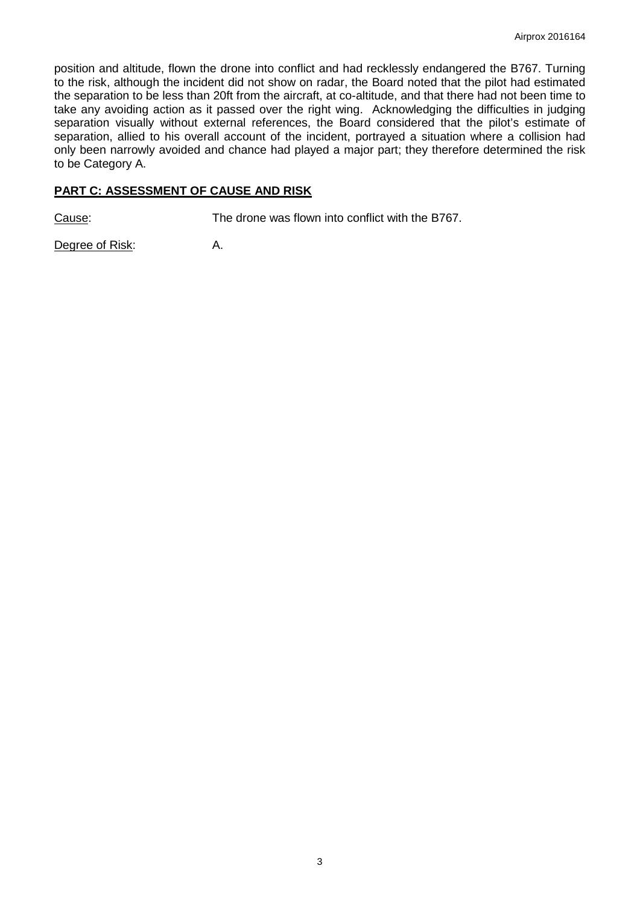position and altitude, flown the drone into conflict and had recklessly endangered the B767. Turning to the risk, although the incident did not show on radar, the Board noted that the pilot had estimated the separation to be less than 20ft from the aircraft, at co-altitude, and that there had not been time to take any avoiding action as it passed over the right wing. Acknowledging the difficulties in judging separation visually without external references, the Board considered that the pilot's estimate of separation, allied to his overall account of the incident, portrayed a situation where a collision had only been narrowly avoided and chance had played a major part; they therefore determined the risk to be Category A.

## PART C: ASSESSMENT OF CAUSE AND RISK

Cause: The drone was flown into conflict with the B767.

Degree of Risk: A.